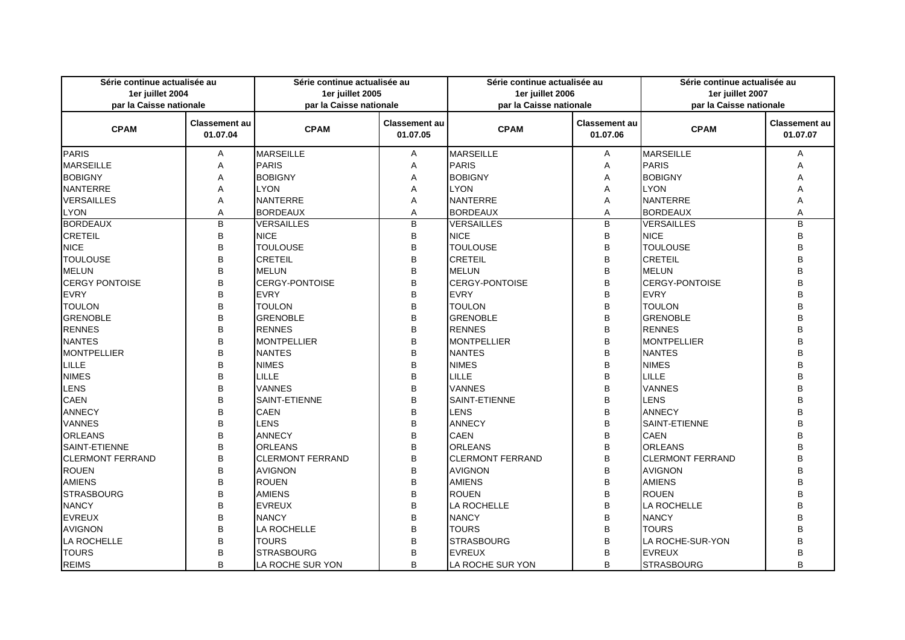| Série continue actualisée au 1er juillet 2004 par la Caisse nationale | | Série continue actualisée au 1er juillet 2005 par la Caisse nationale | | Série continue actualisée au 1er juillet 2006 par la Caisse nationale | | Série continue actualisée au 1er juillet 2007 par la Caisse nationale | |
|---|---|---|---|---|---|---|---|
| **CPAM** | **Classement au 01.07.04** | **CPAM** | **Classement au 01.07.05** | **CPAM** | **Classement au 01.07.06** | **CPAM** | **Classement au 01.07.07** |
| PARIS | A | MARSEILLE | A | MARSEILLE | A | MARSEILLE | A |
| MARSEILLE | A | PARIS | A | PARIS | A | PARIS | A |
| BOBIGNY | A | BOBIGNY | A | BOBIGNY | A | BOBIGNY | A |
| NANTERRE | A | LYON | A | LYON | A | LYON | A |
| VERSAILLES | A | NANTERRE | A | NANTERRE | A | NANTERRE | A |
| LYON | A | BORDEAUX | A | BORDEAUX | A | BORDEAUX | A |
| BORDEAUX | B | VERSAILLES | B | VERSAILLES | B | VERSAILLES | B |
| CRETEIL | B | NICE | B | NICE | B | NICE | B |
| NICE | B | TOULOUSE | B | TOULOUSE | B | TOULOUSE | B |
| TOULOUSE | B | CRETEIL | B | CRETEIL | B | CRETEIL | B |
| MELUN | B | MELUN | B | MELUN | B | MELUN | B |
| CERGY PONTOISE | B | CERGY-PONTOISE | B | CERGY-PONTOISE | B | CERGY-PONTOISE | B |
| EVRY | B | EVRY | B | EVRY | B | EVRY | B |
| TOULON | B | TOULON | B | TOULON | B | TOULON | B |
| GRENOBLE | B | GRENOBLE | B | GRENOBLE | B | GRENOBLE | B |
| RENNES | B | RENNES | B | RENNES | B | RENNES | B |
| NANTES | B | MONTPELLIER | B | MONTPELLIER | B | MONTPELLIER | B |
| MONTPELLIER | B | NANTES | B | NANTES | B | NANTES | B |
| LILLE | B | NIMES | B | NIMES | B | NIMES | B |
| NIMES | B | LILLE | B | LILLE | B | LILLE | B |
| LENS | B | VANNES | B | VANNES | B | VANNES | B |
| CAEN | B | SAINT-ETIENNE | B | SAINT-ETIENNE | B | LENS | B |
| ANNECY | B | CAEN | B | LENS | B | ANNECY | B |
| VANNES | B | LENS | B | ANNECY | B | SAINT-ETIENNE | B |
| ORLEANS | B | ANNECY | B | CAEN | B | CAEN | B |
| SAINT-ETIENNE | B | ORLEANS | B | ORLEANS | B | ORLEANS | B |
| CLERMONT FERRAND | B | CLERMONT FERRAND | B | CLERMONT FERRAND | B | CLERMONT FERRAND | B |
| ROUEN | B | AVIGNON | B | AVIGNON | B | AVIGNON | B |
| AMIENS | B | ROUEN | B | AMIENS | B | AMIENS | B |
| STRASBOURG | B | AMIENS | B | ROUEN | B | ROUEN | B |
| NANCY | B | EVREUX | B | LA ROCHELLE | B | LA ROCHELLE | B |
| EVREUX | B | NANCY | B | NANCY | B | NANCY | B |
| AVIGNON | B | LA ROCHELLE | B | TOURS | B | TOURS | B |
| LA ROCHELLE | B | TOURS | B | STRASBOURG | B | LA ROCHE-SUR-YON | B |
| TOURS | B | STRASBOURG | B | EVREUX | B | EVREUX | B |
| REIMS | B | LA ROCHE SUR YON | B | LA ROCHE SUR YON | B | STRASBOURG | B |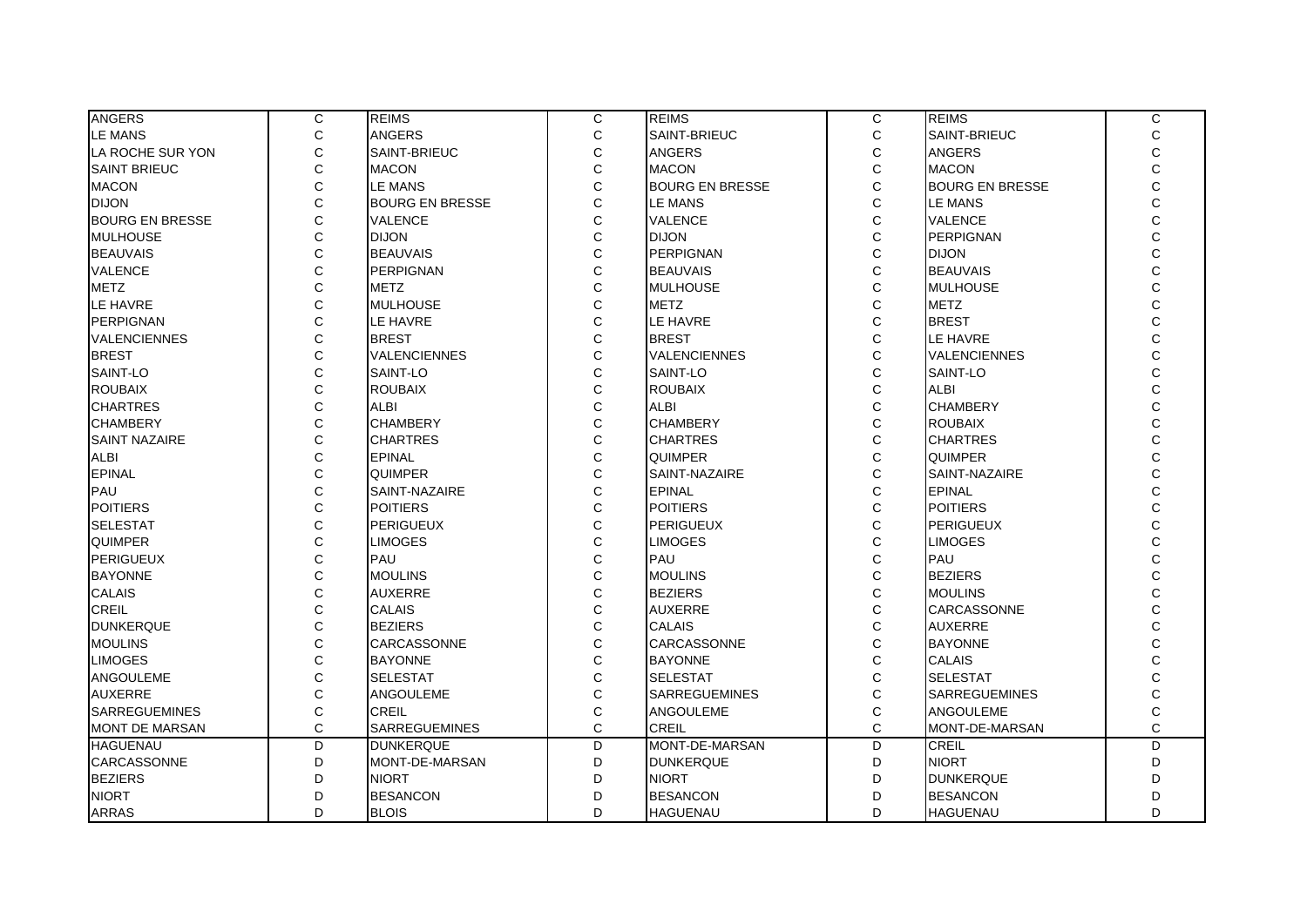| ANGERS | C | REIMS | C | REIMS | C | REIMS | C |
|---|---|---|---|---|---|---|---|
| LE MANS | C | ANGERS | C | SAINT-BRIEUC | C | SAINT-BRIEUC | C |
| LA ROCHE SUR YON | C | SAINT-BRIEUC | C | ANGERS | C | ANGERS | C |
| SAINT BRIEUC | C | MACON | C | MACON | C | MACON | C |
| MACON | C | LE MANS | C | BOURG EN BRESSE | C | BOURG EN BRESSE | C |
| DIJON | C | BOURG EN BRESSE | C | LE MANS | C | LE MANS | C |
| BOURG EN BRESSE | C | VALENCE | C | VALENCE | C | VALENCE | C |
| MULHOUSE | C | DIJON | C | DIJON | C | PERPIGNAN | C |
| BEAUVAIS | C | BEAUVAIS | C | PERPIGNAN | C | DIJON | C |
| VALENCE | C | PERPIGNAN | C | BEAUVAIS | C | BEAUVAIS | C |
| METZ | C | METZ | C | MULHOUSE | C | MULHOUSE | C |
| LE HAVRE | C | MULHOUSE | C | METZ | C | METZ | C |
| PERPIGNAN | C | LE HAVRE | C | LE HAVRE | C | BREST | C |
| VALENCIENNES | C | BREST | C | BREST | C | LE HAVRE | C |
| BREST | C | VALENCIENNES | C | VALENCIENNES | C | VALENCIENNES | C |
| SAINT-LO | C | SAINT-LO | C | SAINT-LO | C | SAINT-LO | C |
| ROUBAIX | C | ROUBAIX | C | ROUBAIX | C | ALBI | C |
| CHARTRES | C | ALBI | C | ALBI | C | CHAMBERY | C |
| CHAMBERY | C | CHAMBERY | C | CHAMBERY | C | ROUBAIX | C |
| SAINT NAZAIRE | C | CHARTRES | C | CHARTRES | C | CHARTRES | C |
| ALBI | C | EPINAL | C | QUIMPER | C | QUIMPER | C |
| EPINAL | C | QUIMPER | C | SAINT-NAZAIRE | C | SAINT-NAZAIRE | C |
| PAU | C | SAINT-NAZAIRE | C | EPINAL | C | EPINAL | C |
| POITIERS | C | POITIERS | C | POITIERS | C | POITIERS | C |
| SELESTAT | C | PERIGUEUX | C | PERIGUEUX | C | PERIGUEUX | C |
| QUIMPER | C | LIMOGES | C | LIMOGES | C | LIMOGES | C |
| PERIGUEUX | C | PAU | C | PAU | C | PAU | C |
| BAYONNE | C | MOULINS | C | MOULINS | C | BEZIERS | C |
| CALAIS | C | AUXERRE | C | BEZIERS | C | MOULINS | C |
| CREIL | C | CALAIS | C | AUXERRE | C | CARCASSONNE | C |
| DUNKERQUE | C | BEZIERS | C | CALAIS | C | AUXERRE | C |
| MOULINS | C | CARCASSONNE | C | CARCASSONNE | C | BAYONNE | C |
| LIMOGES | C | BAYONNE | C | BAYONNE | C | CALAIS | C |
| ANGOULEME | C | SELESTAT | C | SELESTAT | C | SELESTAT | C |
| AUXERRE | C | ANGOULEME | C | SARREGUEMINES | C | SARREGUEMINES | C |
| SARREGUEMINES | C | CREIL | C | ANGOULEME | C | ANGOULEME | C |
| MONT DE MARSAN | C | SARREGUEMINES | C | CREIL | C | MONT-DE-MARSAN | C |
| HAGUENAU | D | DUNKERQUE | D | MONT-DE-MARSAN | D | CREIL | D |
| CARCASSONNE | D | MONT-DE-MARSAN | D | DUNKERQUE | D | NIORT | D |
| BEZIERS | D | NIORT | D | NIORT | D | DUNKERQUE | D |
| NIORT | D | BESANCON | D | BESANCON | D | BESANCON | D |
| ARRAS | D | BLOIS | D | HAGUENAU | D | HAGUENAU | D |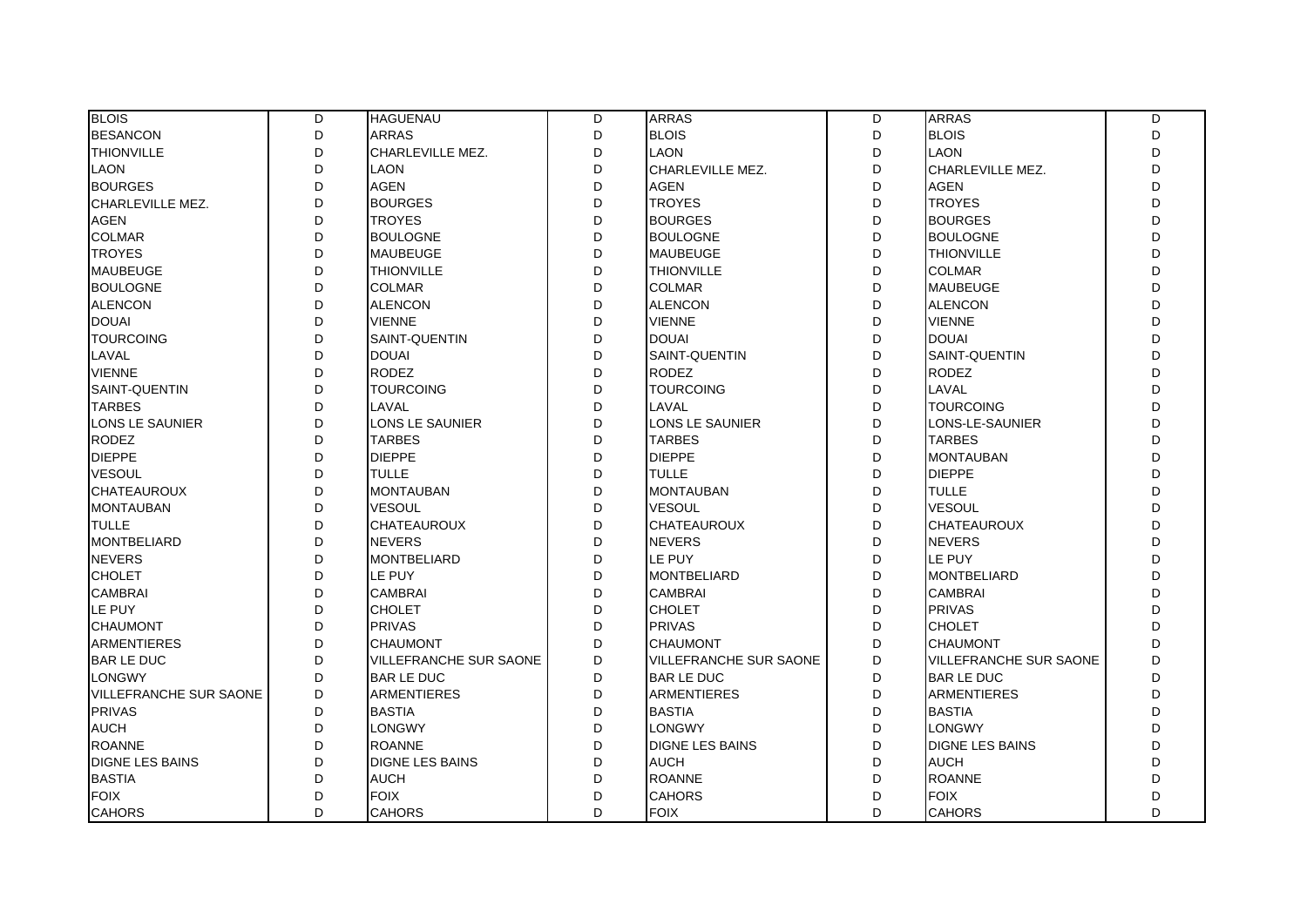| BLOIS | D | HAGUENAU | D | ARRAS | D | ARRAS | D |
|---|---|---|---|---|---|---|---|
| BESANCON | D | ARRAS | D | BLOIS | D | BLOIS | D |
| THIONVILLE | D | CHARLEVILLE MEZ. | D | LAON | D | LAON | D |
| LAON | D | LAON | D | CHARLEVILLE MEZ. | D | CHARLEVILLE MEZ. | D |
| BOURGES | D | AGEN | D | AGEN | D | AGEN | D |
| CHARLEVILLE MEZ. | D | BOURGES | D | TROYES | D | TROYES | D |
| AGEN | D | TROYES | D | BOURGES | D | BOURGES | D |
| COLMAR | D | BOULOGNE | D | BOULOGNE | D | BOULOGNE | D |
| TROYES | D | MAUBEUGE | D | MAUBEUGE | D | THIONVILLE | D |
| MAUBEUGE | D | THIONVILLE | D | THIONVILLE | D | COLMAR | D |
| BOULOGNE | D | COLMAR | D | COLMAR | D | MAUBEUGE | D |
| ALENCON | D | ALENCON | D | ALENCON | D | ALENCON | D |
| DOUAI | D | VIENNE | D | VIENNE | D | VIENNE | D |
| TOURCOING | D | SAINT-QUENTIN | D | DOUAI | D | DOUAI | D |
| LAVAL | D | DOUAI | D | SAINT-QUENTIN | D | SAINT-QUENTIN | D |
| VIENNE | D | RODEZ | D | RODEZ | D | RODEZ | D |
| SAINT-QUENTIN | D | TOURCOING | D | TOURCOING | D | LAVAL | D |
| TARBES | D | LAVAL | D | LAVAL | D | TOURCOING | D |
| LONS LE SAUNIER | D | LONS LE SAUNIER | D | LONS LE SAUNIER | D | LONS-LE-SAUNIER | D |
| RODEZ | D | TARBES | D | TARBES | D | TARBES | D |
| DIEPPE | D | DIEPPE | D | DIEPPE | D | MONTAUBAN | D |
| VESOUL | D | TULLE | D | TULLE | D | DIEPPE | D |
| CHATEAUROUX | D | MONTAUBAN | D | MONTAUBAN | D | TULLE | D |
| MONTAUBAN | D | VESOUL | D | VESOUL | D | VESOUL | D |
| TULLE | D | CHATEAUROUX | D | CHATEAUROUX | D | CHATEAUROUX | D |
| MONTBELIARD | D | NEVERS | D | NEVERS | D | NEVERS | D |
| NEVERS | D | MONTBELIARD | D | LE PUY | D | LE PUY | D |
| CHOLET | D | LE PUY | D | MONTBELIARD | D | MONTBELIARD | D |
| CAMBRAI | D | CAMBRAI | D | CAMBRAI | D | CAMBRAI | D |
| LE PUY | D | CHOLET | D | CHOLET | D | PRIVAS | D |
| CHAUMONT | D | PRIVAS | D | PRIVAS | D | CHOLET | D |
| ARMENTIERES | D | CHAUMONT | D | CHAUMONT | D | CHAUMONT | D |
| BAR LE DUC | D | VILLEFRANCHE SUR SAONE | D | VILLEFRANCHE SUR SAONE | D | VILLEFRANCHE SUR SAONE | D |
| LONGWY | D | BAR LE DUC | D | BAR LE DUC | D | BAR LE DUC | D |
| VILLEFRANCHE SUR SAONE | D | ARMENTIERES | D | ARMENTIERES | D | ARMENTIERES | D |
| PRIVAS | D | BASTIA | D | BASTIA | D | BASTIA | D |
| AUCH | D | LONGWY | D | LONGWY | D | LONGWY | D |
| ROANNE | D | ROANNE | D | DIGNE LES BAINS | D | DIGNE LES BAINS | D |
| DIGNE LES BAINS | D | DIGNE LES BAINS | D | AUCH | D | AUCH | D |
| BASTIA | D | AUCH | D | ROANNE | D | ROANNE | D |
| FOIX | D | FOIX | D | CAHORS | D | FOIX | D |
| CAHORS | D | CAHORS | D | FOIX | D | CAHORS | D |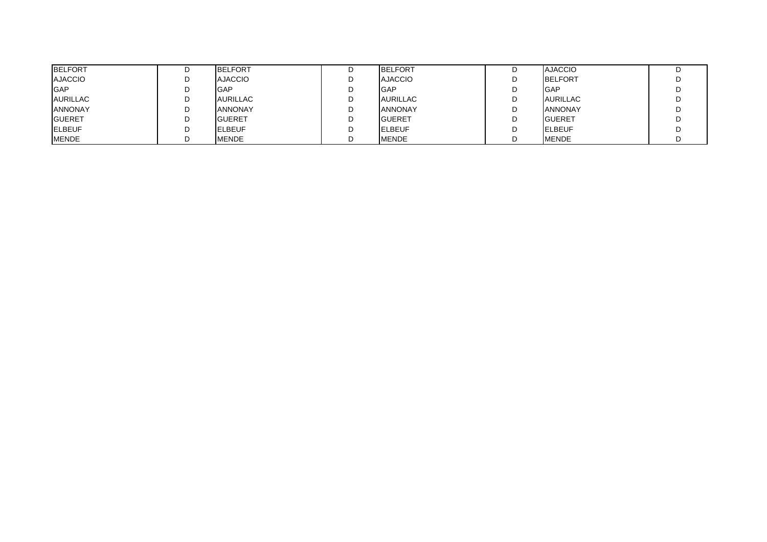| | | | | | | | |
|---|---|---|---|---|---|---|---|
| BELFORT | D | BELFORT | D | BELFORT | D | AJACCIO | D |
| AJACCIO | D | AJACCIO | D | AJACCIO | D | BELFORT | D |
| GAP | D | GAP | D | GAP | D | GAP | D |
| AURILLAC | D | AURILLAC | D | AURILLAC | D | AURILLAC | D |
| ANNONAY | D | ANNONAY | D | ANNONAY | D | ANNONAY | D |
| GUERET | D | GUERET | D | GUERET | D | GUERET | D |
| ELBEUF | D | ELBEUF | D | ELBEUF | D | ELBEUF | D |
| MENDE | D | MENDE | D | MENDE | D | MENDE | D |